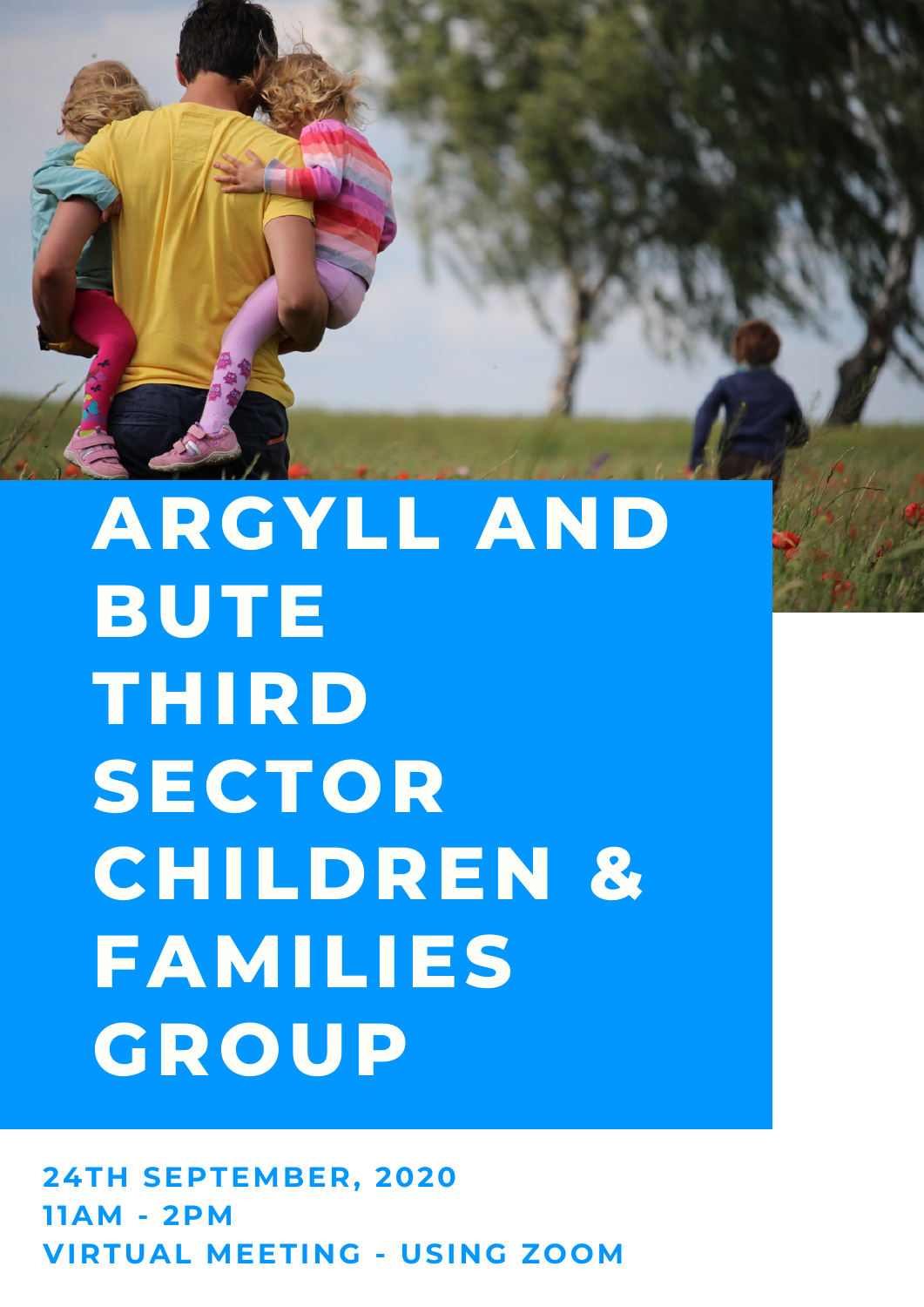# ARGYLL AND BUTE THIRD SECTOR CHILDREN & FAMILIES GROUP

**24TH SEPTEMBER, 2020**
**11AM - 2PM**
**VIRTUAL MEETING - USING ZOOM**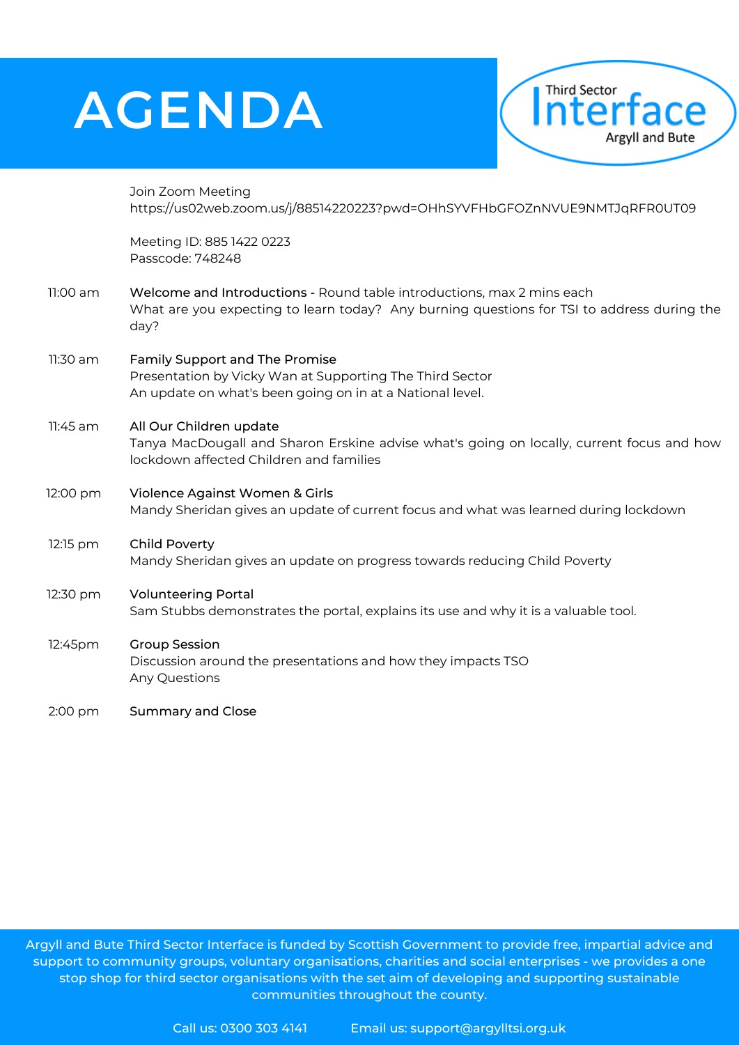# AGENDA

Third Sector Interface Argyll and Bute

Join Zoom Meeting
https://us02web.zoom.us/j/88514220223?pwd=OHhSYVFHbGFOZnNVUE9NMTJqRFR0UT09

Meeting ID: 885 1422 0223
Passcode: 748248

| | | |
|---|---|---|
| 11:00 am | **Welcome and Introductions** - Round table introductions, max 2 mins each<br>What are you expecting to learn today? Any burning questions for TSI to address during the day? |
| 11:30 am | **Family Support and The Promise**<br>Presentation by Vicky Wan at Supporting The Third Sector<br>An update on what's been going on in at a National level. |
| 11:45 am | **All Our Children update**<br>Tanya MacDougall and Sharon Erskine advise what's going on locally, current focus and how lockdown affected Children and families |
| 12:00 pm | **Violence Against Women & Girls**<br>Mandy Sheridan gives an update of current focus and what was learned during lockdown |
| 12:15 pm | **Child Poverty**<br>Mandy Sheridan gives an update on progress towards reducing Child Poverty |
| 12:30 pm | **Volunteering Portal**<br>Sam Stubbs demonstrates the portal, explains its use and why it is a valuable tool. |
| 12:45pm | **Group Session**<br>Discussion around the presentations and how they impacts TSO<br>Any Questions |
| 2:00 pm | **Summary and Close** |

Argyll and Bute Third Sector Interface is funded by Scottish Government to provide free, impartial advice and support to community groups, voluntary organisations, charities and social enterprises - we provides a one stop shop for third sector organisations with the set aim of developing and supporting sustainable communities throughout the county.

Call us: 0300 303 4141 Email us: support@argylltsi.org.uk